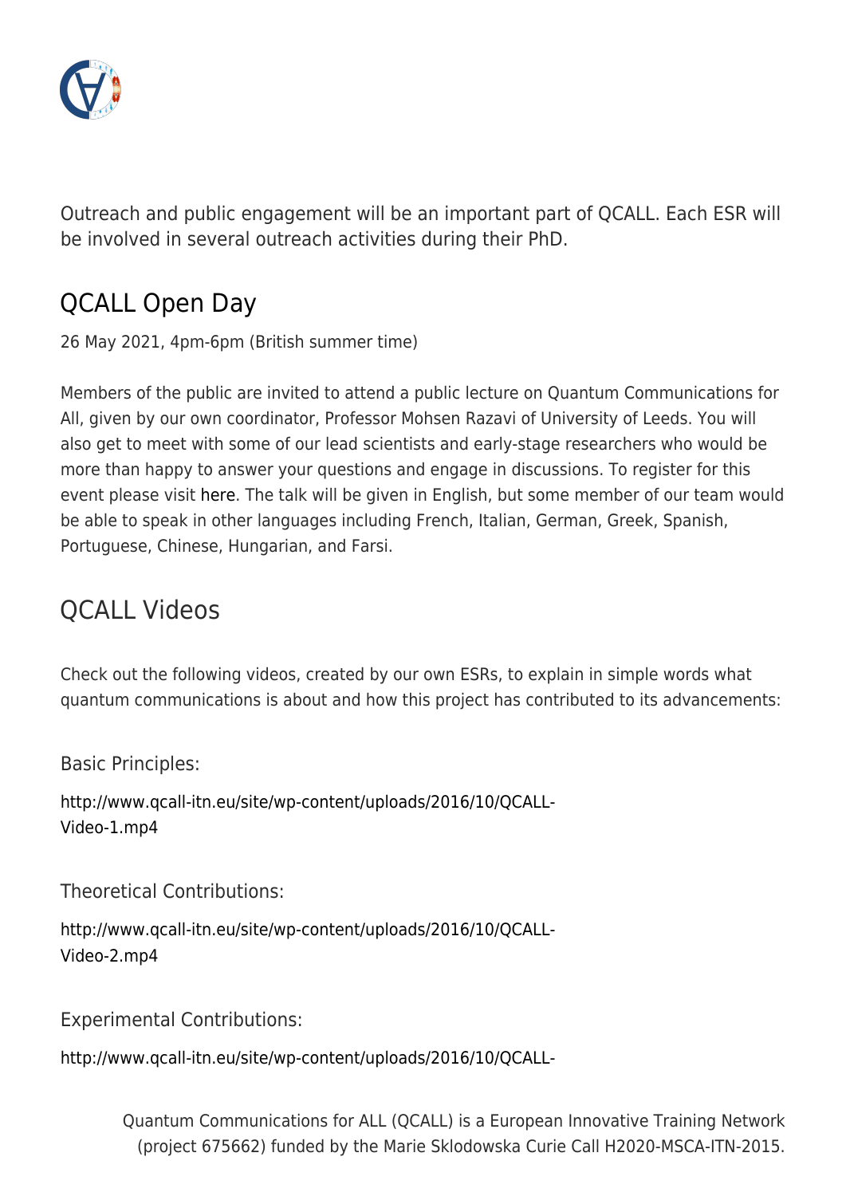Outreach and public engagement will be an important part of QCALL. Each ESR will be involved in several outreach activities during their PhD.

## QCALL Open Day

26 May 2021, 4pm-6pm (British summer time)

Members of the public are invited to attend a public lecture on Quantum Communications for All, given by our own coordinator, Professor Mohsen Razavi of University of Leeds. You will also get to meet with some of our lead scientists and early-stage researchers who would be more than happy to answer your questions and engage in discussions. To register for this event please visit here. The talk will be given in English, but some member of our team would be able to speak in other languages including French, Italian, German, Greek, Spanish, Portuguese, Chinese, Hungarian, and Farsi.

## QCALL Videos

Check out the following videos, created by our own ESRs, to explain in simple words what quantum communications is about and how this project has contributed to its advancements:

Basic Principles:

http://www.qcall-itn.eu/site/wp-content/uploads/2016/10/QCALL-Video-1.mp4

Theoretical Contributions:

http://www.qcall-itn.eu/site/wp-content/uploads/2016/10/QCALL-Video-2.mp4

Experimental Contributions:

http://www.qcall-itn.eu/site/wp-content/uploads/2016/10/QCALL-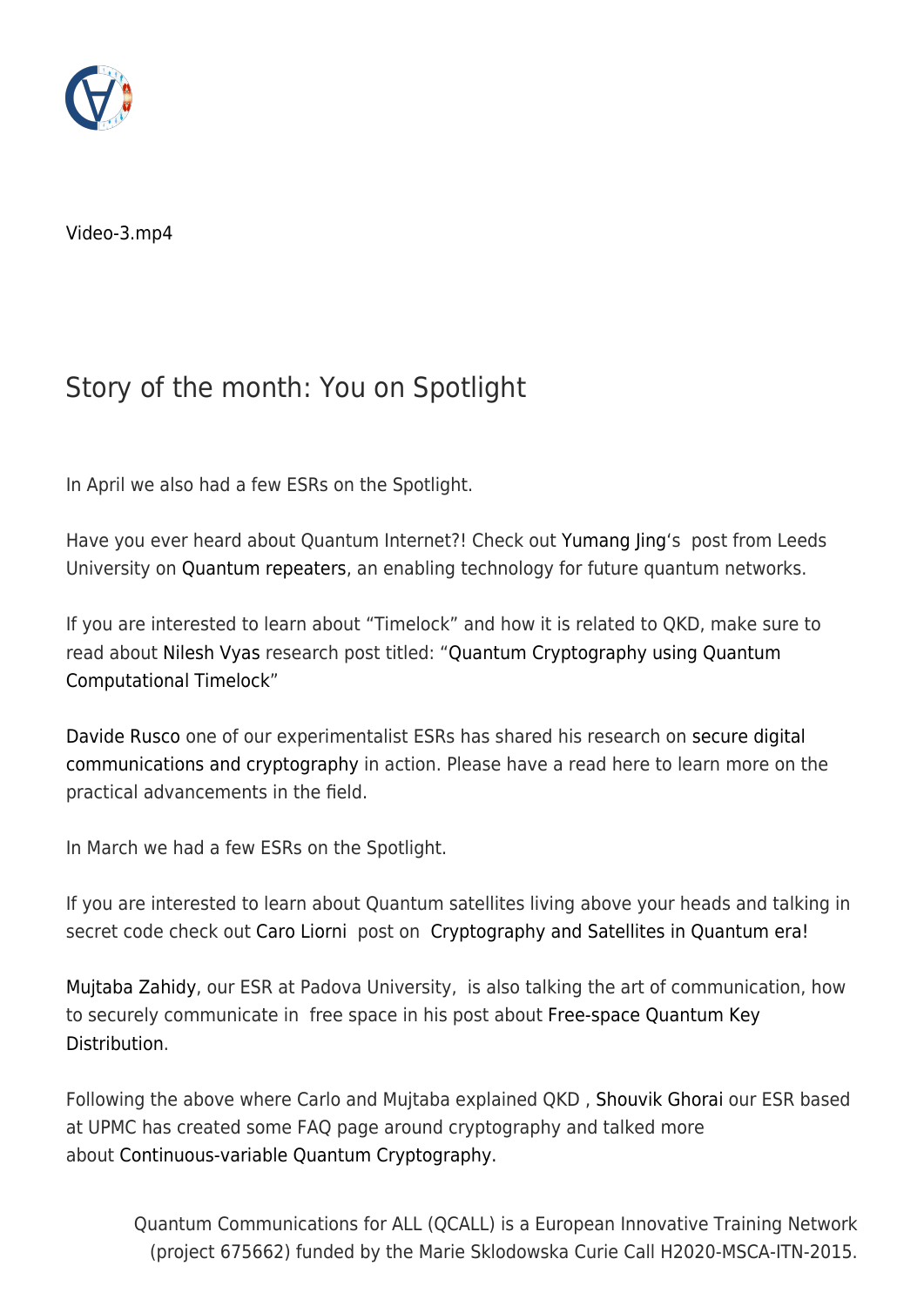Video-3.mp4

## Story of the month: You on Spotlight

In April we also had a few ESRs on the Spotlight.

Have you ever heard about Quantum Internet?! Check out Yumang Jing's post from Leeds University on Quantum repeaters, an enabling technology for future quantum networks.

If you are interested to learn about "Timelock" and how it is related to QKD, make sure to read about Nilesh Vyas research post titled: "Quantum Cryptography using Quantum Computational Timelock"

Davide Rusco one of our experimentalist ESRs has shared his research on secure digital communications and cryptography in action. Please have a read here to learn more on the practical advancements in the field.

In March we had a few ESRs on the Spotlight.

If you are interested to learn about Quantum satellites living above your heads and talking in secret code check out Caro Liorni post on Cryptography and Satellites in Quantum era!

Mujtaba Zahidy, our ESR at Padova University, is also talking the art of communication, how to securely communicate in free space in his post about Free-space Quantum Key Distribution.

Following the above where Carlo and Mujtaba explained QKD , Shouvik Ghorai our ESR based at UPMC has created some FAQ page around cryptography and talked more about Continuous-variable Quantum Cryptography.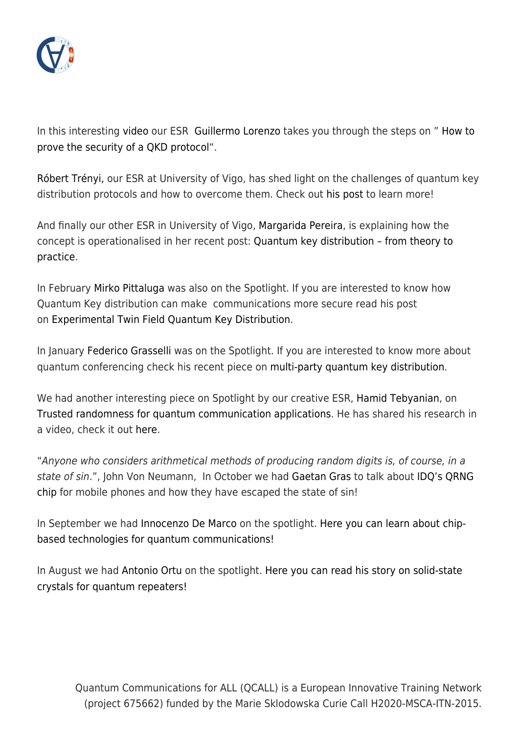In this interesting video our ESR Guillermo Lorenzo takes you through the steps on " How to prove the security of a QKD protocol".

Róbert Trényi, our ESR at University of Vigo, has shed light on the challenges of quantum key distribution protocols and how to overcome them. Check out his post to learn more!

And finally our other ESR in University of Vigo, Margarida Pereira, is explaining how the concept is operationalised in her recent post: Quantum key distribution – from theory to practice.

In February Mirko Pittaluga was also on the Spotlight. If you are interested to know how Quantum Key distribution can make communications more secure read his post on Experimental Twin Field Quantum Key Distribution.

In January Federico Grasselli was on the Spotlight. If you are interested to know more about quantum conferencing check his recent piece on multi-party quantum key distribution.

We had another interesting piece on Spotlight by our creative ESR, Hamid Tebyanian, on Trusted randomness for quantum communication applications. He has shared his research in a video, check it out here.

"*Anyone who considers arithmetical methods of producing random digits is, of course, in a state of sin*.", John Von Neumann, In October we had Gaetan Gras to talk about IDQ's QRNG chip for mobile phones and how they have escaped the state of sin!

In September we had Innocenzo De Marco on the spotlight. Here you can learn about chip-based technologies for quantum communications!

In August we had Antonio Ortu on the spotlight. Here you can read his story on solid-state crystals for quantum repeaters!

Quantum Communications for ALL (QCALL) is a European Innovative Training Network (project 675662) funded by the Marie Sklodowska Curie Call H2020-MSCA-ITN-2015.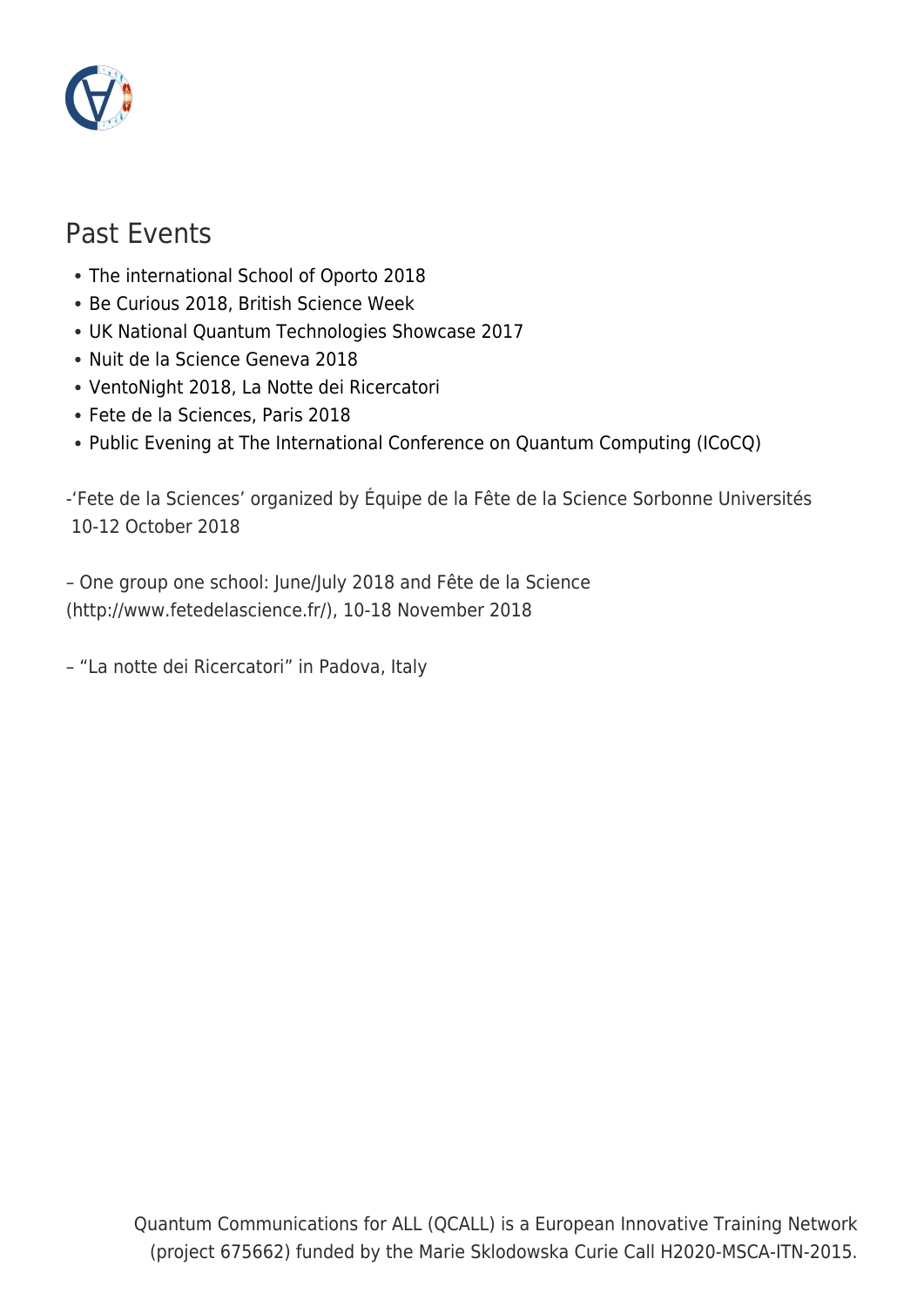## Past Events

- The international School of Oporto 2018
- Be Curious 2018, British Science Week
- UK National Quantum Technologies Showcase 2017
- Nuit de la Science Geneva 2018
- VentoNight 2018, La Notte dei Ricercatori
- Fete de la Sciences, Paris 2018
- Public Evening at The International Conference on Quantum Computing (ICoCQ)

-'Fete de la Sciences' organized by Équipe de la Fête de la Science Sorbonne Universités 10-12 October 2018

– One group one school: June/July 2018 and Fête de la Science (http://www.fetedelascience.fr/), 10-18 November 2018

– "La notte dei Ricercatori" in Padova, Italy

Quantum Communications for ALL (QCALL) is a European Innovative Training Network (project 675662) funded by the Marie Sklodowska Curie Call H2020-MSCA-ITN-2015.